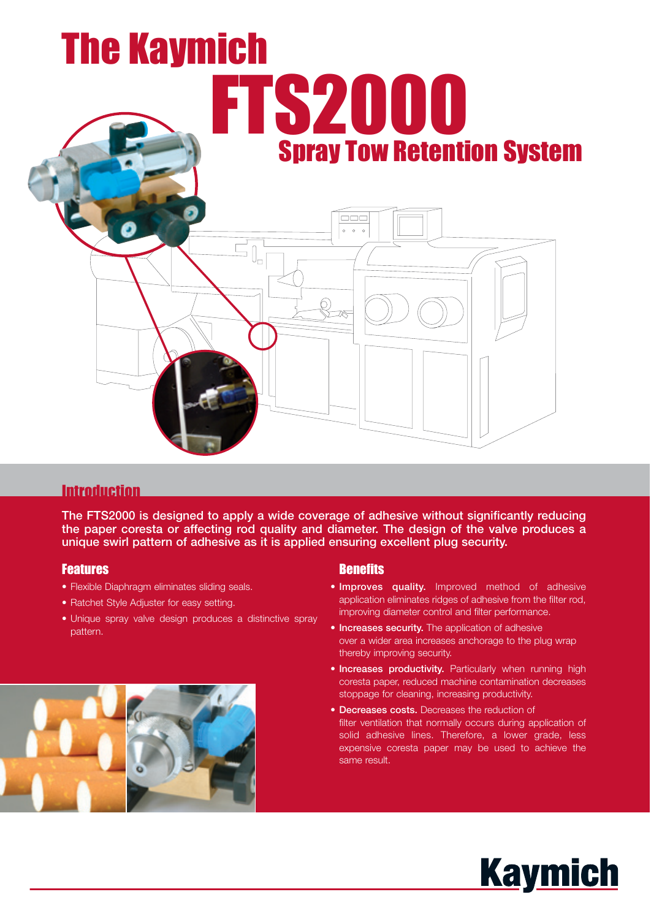# The Kaymich FTS2000

## Spray Tow Retention System

## Introduction

**The FTS2000 is designed to apply a wide coverage of adhesive without significantly reducing the paper coresta or affecting rod quality and diameter. The design of the valve produces a unique swirl pattern of adhesive as it is applied ensuring excellent plug security.**

### Features

- Flexible Diaphragm eliminates sliding seals.
- Ratchet Style Adjuster for easy setting.
- Unique spray valve design produces a distinctive spray pattern.

### Benefits

- **Improves quality.** Improved method of adhesive application eliminates ridges of adhesive from the filter rod, improving diameter control and filter performance.
- **Increases security.** The application of adhesive over a wider area increases anchorage to the plug wrap thereby improving security.
- **Increases productivity.** Particularly when running high coresta paper, reduced machine contamination decreases stoppage for cleaning, increasing productivity.
- **Decreases costs.** Decreases the reduction of filter ventilation that normally occurs during application of solid adhesive lines. Therefore, a lower grade, less expensive coresta paper may be used to achieve the same result.

Kaymich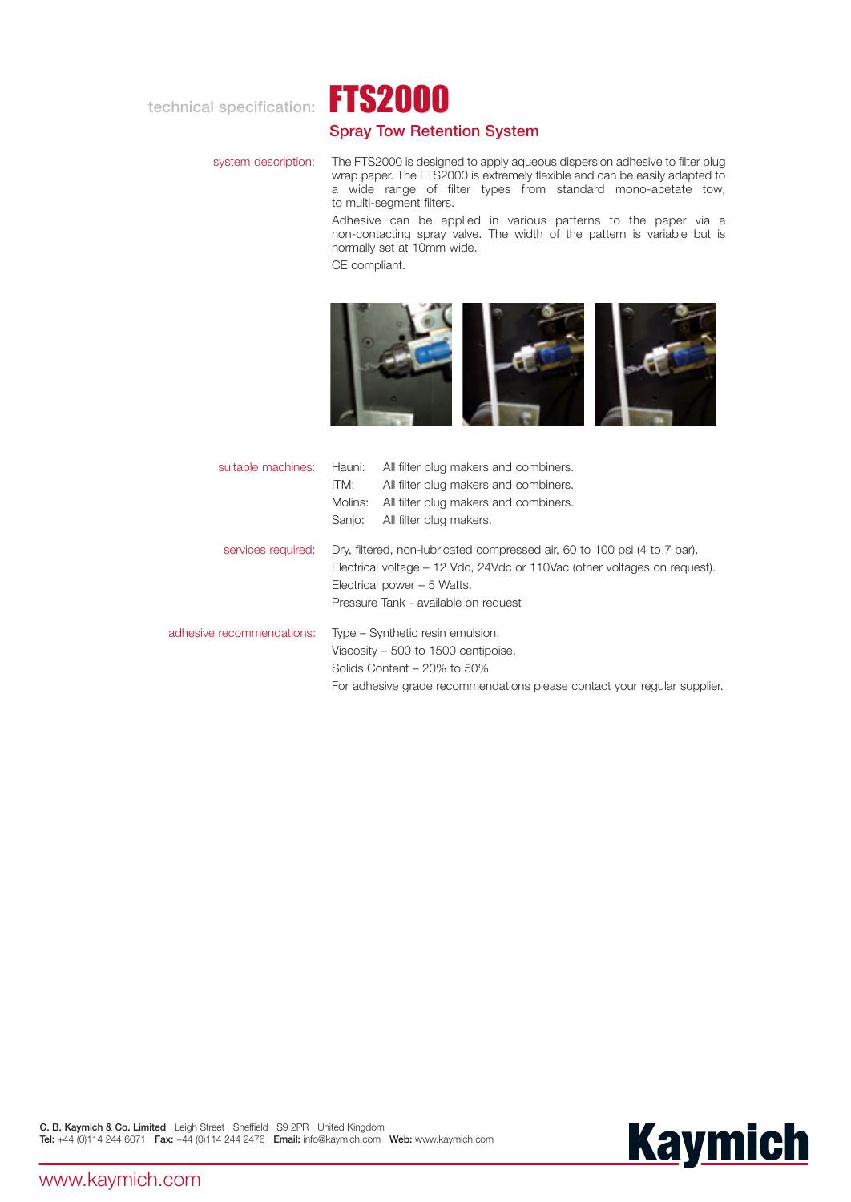technical specification:

# FTS2000

## Spray Tow Retention System

**system description:**

The FTS2000 is designed to apply aqueous dispersion adhesive to filter plug wrap paper. The FTS2000 is extremely flexible and can be easily adapted to a wide range of filter types from standard mono-acetate tow, to multi-segment filters.

Adhesive can be applied in various patterns to the paper via a non-contacting spray valve. The width of the pattern is variable but is normally set at 10mm wide.

CE compliant.

**suitable machines:**

| | |
|---|---|
| Hauni: | All filter plug makers and combiners. |
| ITM: | All filter plug makers and combiners. |
| Molins: | All filter plug makers and combiners. |
| Sanjo: | All filter plug makers. |

**services required:**

Dry, filtered, non-lubricated compressed air, 60 to 100 psi (4 to 7 bar).
Electrical voltage – 12 Vdc, 24Vdc or 110Vac (other voltages on request).
Electrical power – 5 Watts.
Pressure Tank - available on request

**adhesive recommendations:**

Type – Synthetic resin emulsion.
Viscosity – 500 to 1500 centipoise.
Solids Content – 20% to 50%
For adhesive grade recommendations please contact your regular supplier.

**C. B. Kaymich & Co. Limited** Leigh Street Sheffield S9 2PR United Kingdom
**Tel:** +44 (0)114 244 6071 **Fax:** +44 (0)114 244 2476 **Email:** info@kaymich.com **Web:** www.kaymich.com

Kaymich

www.kaymich.com